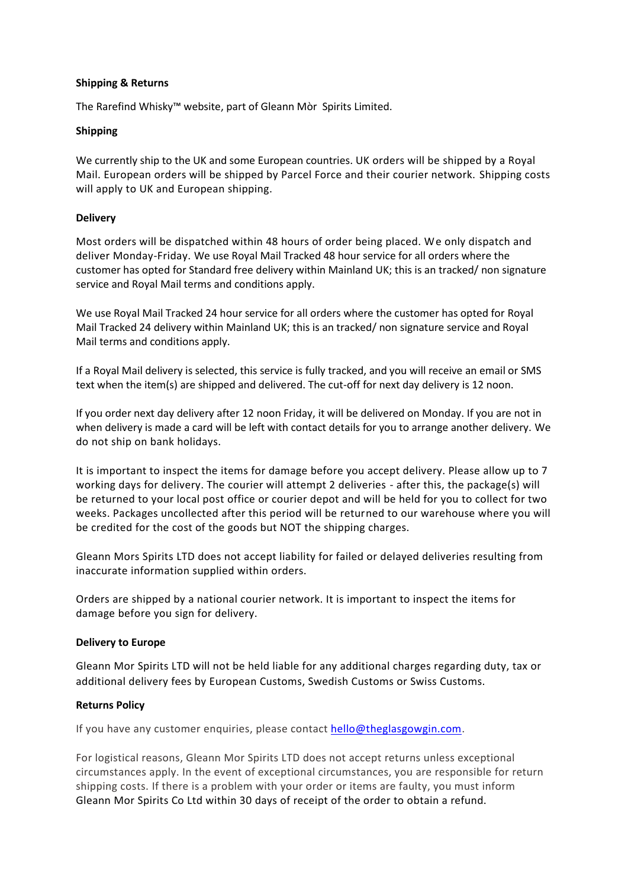**Shipping & Returns**

The Rarefind Whisky™ website, part of Gleann Mòr  Spirits Limited.

**Shipping**

We currently ship to the UK and some European countries. UK orders will be shipped by a Royal Mail. European orders will be shipped by Parcel Force and their courier network.  Shipping costs will apply to UK and European shipping.

**Delivery**

Most orders will be dispatched within 48 hours of order being placed. We only dispatch and deliver Monday-Friday. We use Royal Mail Tracked 48 hour service for all orders where the customer has opted for Standard free delivery within Mainland UK; this is an tracked/ non signature service and Royal Mail terms and conditions apply.

We use Royal Mail Tracked 24 hour service for all orders where the customer has opted for Royal Mail Tracked 24 delivery within Mainland UK; this is an tracked/ non signature service and Royal Mail terms and conditions apply.

If a Royal Mail delivery is selected, this service is fully tracked, and you will receive an email or SMS text when the item(s) are shipped and delivered. The cut-off for next day delivery is 12 noon.

If you order next day delivery after 12 noon Friday, it will be delivered on Monday. If you are not in when delivery is made a card will be left with contact details for you to arrange another delivery. We do not ship on bank holidays.

It is important to inspect the items for damage before you accept delivery. Please allow up to 7 working days for delivery. The courier will attempt 2 deliveries - after this, the package(s) will be returned to your local post office or courier depot and will be held for you to collect for two weeks. Packages uncollected after this period will be returned to our warehouse where you will be credited for the cost of the goods but NOT the shipping charges.

Gleann Mors Spirits LTD does not accept liability for failed or delayed deliveries resulting from inaccurate information supplied within orders.

Orders are shipped by a national courier network. It is important to inspect the items for damage before you sign for delivery.

**Delivery to Europe**

Gleann Mor Spirits LTD will not be held liable for any additional charges regarding duty, tax or additional delivery fees by European Customs, Swedish Customs or Swiss Customs.

**Returns Policy**

If you have any customer enquiries, please contact [hello@theglasgowgin.com](mailto:hello@theglasgowgin.com).

For logistical reasons, Gleann Mor Spirits LTD does not accept returns unless exceptional circumstances apply. In the event of exceptional circumstances, you are responsible for return shipping costs. If there is a problem with your order or items are faulty, you must inform Gleann Mor Spirits Co Ltd within 30 days of receipt of the order to obtain a refund.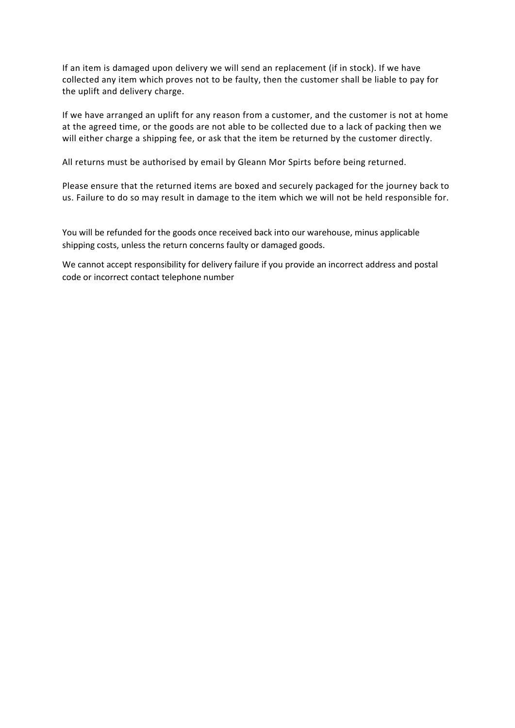If an item is damaged upon delivery we will send an replacement (if in stock). If we have collected any item which proves not to be faulty, then the customer shall be liable to pay for the uplift and delivery charge.

If we have arranged an uplift for any reason from a customer, and the customer is not at home at the agreed time, or the goods are not able to be collected due to a lack of packing then we will either charge a shipping fee, or ask that the item be returned by the customer directly.

All returns must be authorised by email by Gleann Mor Spirts before being returned.

Please ensure that the returned items are boxed and securely packaged for the journey back to us. Failure to do so may result in damage to the item which we will not be held responsible for.

You will be refunded for the goods once received back into our warehouse, minus applicable shipping costs, unless the return concerns faulty or damaged goods.

We cannot accept responsibility for delivery failure if you provide an incorrect address and postal code or incorrect contact telephone number